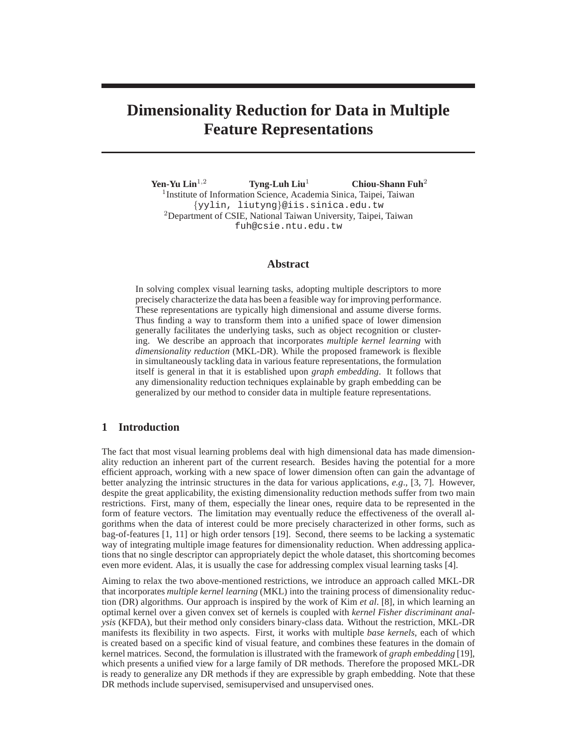# Dimensionality Reduction for Data in Multiple Feature Representations

**Yen-Yu Lin**[1,2] **Tyng-Luh Liu**[1] **Chiou-Shann Fuh**[2]

[1]Institute of Information Science, Academia Sinica, Taipei, Taiwan
{yylin, liutyng}@iis.sinica.edu.tw
[2]Department of CSIE, National Taiwan University, Taipei, Taiwan
fuh@csie.ntu.edu.tw

## Abstract

In solving complex visual learning tasks, adopting multiple descriptors to more precisely characterize the data has been a feasible way for improving performance. These representations are typically high dimensional and assume diverse forms. Thus finding a way to transform them into a unified space of lower dimension generally facilitates the underlying tasks, such as object recognition or clustering. We describe an approach that incorporates *multiple kernel learning* with *dimensionality reduction* (MKL-DR). While the proposed framework is flexible in simultaneously tackling data in various feature representations, the formulation itself is general in that it is established upon *graph embedding*. It follows that any dimensionality reduction techniques explainable by graph embedding can be generalized by our method to consider data in multiple feature representations.

## 1 Introduction

The fact that most visual learning problems deal with high dimensional data has made dimensionality reduction an inherent part of the current research. Besides having the potential for a more efficient approach, working with a new space of lower dimension often can gain the advantage of better analyzing the intrinsic structures in the data for various applications, *e.g*., [3, 7]. However, despite the great applicability, the existing dimensionality reduction methods suffer from two main restrictions. First, many of them, especially the linear ones, require data to be represented in the form of feature vectors. The limitation may eventually reduce the effectiveness of the overall algorithms when the data of interest could be more precisely characterized in other forms, such as bag-of-features [1, 11] or high order tensors [19]. Second, there seems to be lacking a systematic way of integrating multiple image features for dimensionality reduction. When addressing applications that no single descriptor can appropriately depict the whole dataset, this shortcoming becomes even more evident. Alas, it is usually the case for addressing complex visual learning tasks [4].

Aiming to relax the two above-mentioned restrictions, we introduce an approach called MKL-DR that incorporates *multiple kernel learning* (MKL) into the training process of dimensionality reduction (DR) algorithms. Our approach is inspired by the work of Kim *et al*. [8], in which learning an optimal kernel over a given convex set of kernels is coupled with *kernel Fisher discriminant analysis* (KFDA), but their method only considers binary-class data. Without the restriction, MKL-DR manifests its flexibility in two aspects. First, it works with multiple *base kernels*, each of which is created based on a specific kind of visual feature, and combines these features in the domain of kernel matrices. Second, the formulation is illustrated with the framework of *graph embedding* [19], which presents a unified view for a large family of DR methods. Therefore the proposed MKL-DR is ready to generalize any DR methods if they are expressible by graph embedding. Note that these DR methods include supervised, semisupervised and unsupervised ones.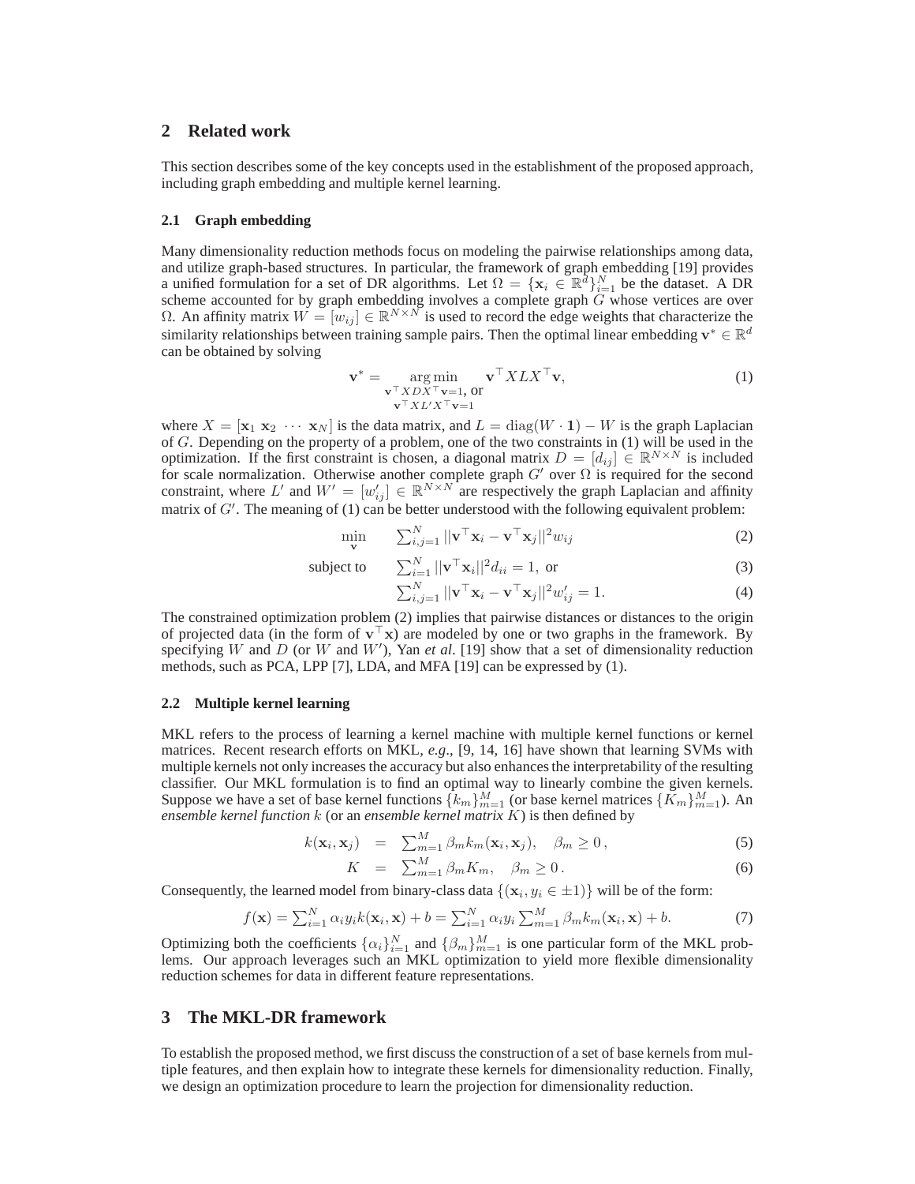## 2 Related work

This section describes some of the key concepts used in the establishment of the proposed approach, including graph embedding and multiple kernel learning.

### 2.1 Graph embedding

Many dimensionality reduction methods focus on modeling the pairwise relationships among data, and utilize graph-based structures. In particular, the framework of graph embedding [19] provides a unified formulation for a set of DR algorithms. Let $\Omega = \{\mathbf{x}_i \in \mathbb{R}^d\}_{i=1}^N$ be the dataset. A DR scheme accounted for by graph embedding involves a complete graph $G$ whose vertices are over $\Omega$. An affinity matrix $W = [w_{ij}] \in \mathbb{R}^{N \times N}$ is used to record the edge weights that characterize the similarity relationships between training sample pairs. Then the optimal linear embedding $\mathbf{v}^* \in \mathbb{R}^d$ can be obtained by solving

$$\mathbf{v}^* = \underset{\substack{\mathbf{v}^\top XDX^\top \mathbf{v}=1, \text{ or} \\ \mathbf{v}^\top XL'X^\top \mathbf{v}=1}}{\arg\min} \mathbf{v}^\top XLX^\top \mathbf{v}, \tag{1}$$

where $X = [\mathbf{x}_1 \ \mathbf{x}_2 \ \cdots \ \mathbf{x}_N]$ is the data matrix, and $L = \text{diag}(W \cdot \mathbf{1}) - W$ is the graph Laplacian of $G$. Depending on the property of a problem, one of the two constraints in (1) will be used in the optimization. If the first constraint is chosen, a diagonal matrix $D = [d_{ij}] \in \mathbb{R}^{N \times N}$ is included for scale normalization. Otherwise another complete graph $G'$ over $\Omega$ is required for the second constraint, where $L'$ and $W' = [w'_{ij}] \in \mathbb{R}^{N \times N}$ are respectively the graph Laplacian and affinity matrix of $G'$. The meaning of (1) can be better understood with the following equivalent problem:

$$\min_{\mathbf{v}} \quad \sum_{i,j=1}^N ||\mathbf{v}^\top \mathbf{x}_i - \mathbf{v}^\top \mathbf{x}_j||^2 w_{ij} \tag{2}$$

$$\text{subject to} \quad \sum_{i=1}^N ||\mathbf{v}^\top \mathbf{x}_i||^2 d_{ii} = 1, \text{ or} \tag{3}$$

$$\sum_{i,j=1}^N ||\mathbf{v}^\top \mathbf{x}_i - \mathbf{v}^\top \mathbf{x}_j||^2 w'_{ij} = 1. \tag{4}$$

The constrained optimization problem (2) implies that pairwise distances or distances to the origin of projected data (in the form of $\mathbf{v}^\top \mathbf{x}$) are modeled by one or two graphs in the framework. By specifying $W$ and $D$ (or $W$ and $W'$), Yan *et al*. [19] show that a set of dimensionality reduction methods, such as PCA, LPP [7], LDA, and MFA [19] can be expressed by (1).

### 2.2 Multiple kernel learning

MKL refers to the process of learning a kernel machine with multiple kernel functions or kernel matrices. Recent research efforts on MKL, *e.g.*, [9, 14, 16] have shown that learning SVMs with multiple kernels not only increases the accuracy but also enhances the interpretability of the resulting classifier. Our MKL formulation is to find an optimal way to linearly combine the given kernels. Suppose we have a set of base kernel functions $\{k_m\}_{m=1}^M$ (or base kernel matrices $\{K_m\}_{m=1}^M$). An *ensemble kernel function* $k$ (or an *ensemble kernel matrix* $K$) is then defined by

$$k(\mathbf{x}_i, \mathbf{x}_j) = \sum_{m=1}^M \beta_m k_m(\mathbf{x}_i, \mathbf{x}_j), \quad \beta_m \geq 0\,, \tag{5}$$

$$K = \sum_{m=1}^M \beta_m K_m, \quad \beta_m \geq 0\,. \tag{6}$$

Consequently, the learned model from binary-class data $\{(\mathbf{x}_i, y_i \in \pm 1)\}$ will be of the form:

$$f(\mathbf{x}) = \sum_{i=1}^N \alpha_i y_i k(\mathbf{x}_i, \mathbf{x}) + b = \sum_{i=1}^N \alpha_i y_i \sum_{m=1}^M \beta_m k_m(\mathbf{x}_i, \mathbf{x}) + b. \tag{7}$$

Optimizing both the coefficients $\{\alpha_i\}_{i=1}^N$ and $\{\beta_m\}_{m=1}^M$ is one particular form of the MKL problems. Our approach leverages such an MKL optimization to yield more flexible dimensionality reduction schemes for data in different feature representations.

## 3 The MKL-DR framework

To establish the proposed method, we first discuss the construction of a set of base kernels from multiple features, and then explain how to integrate these kernels for dimensionality reduction. Finally, we design an optimization procedure to learn the projection for dimensionality reduction.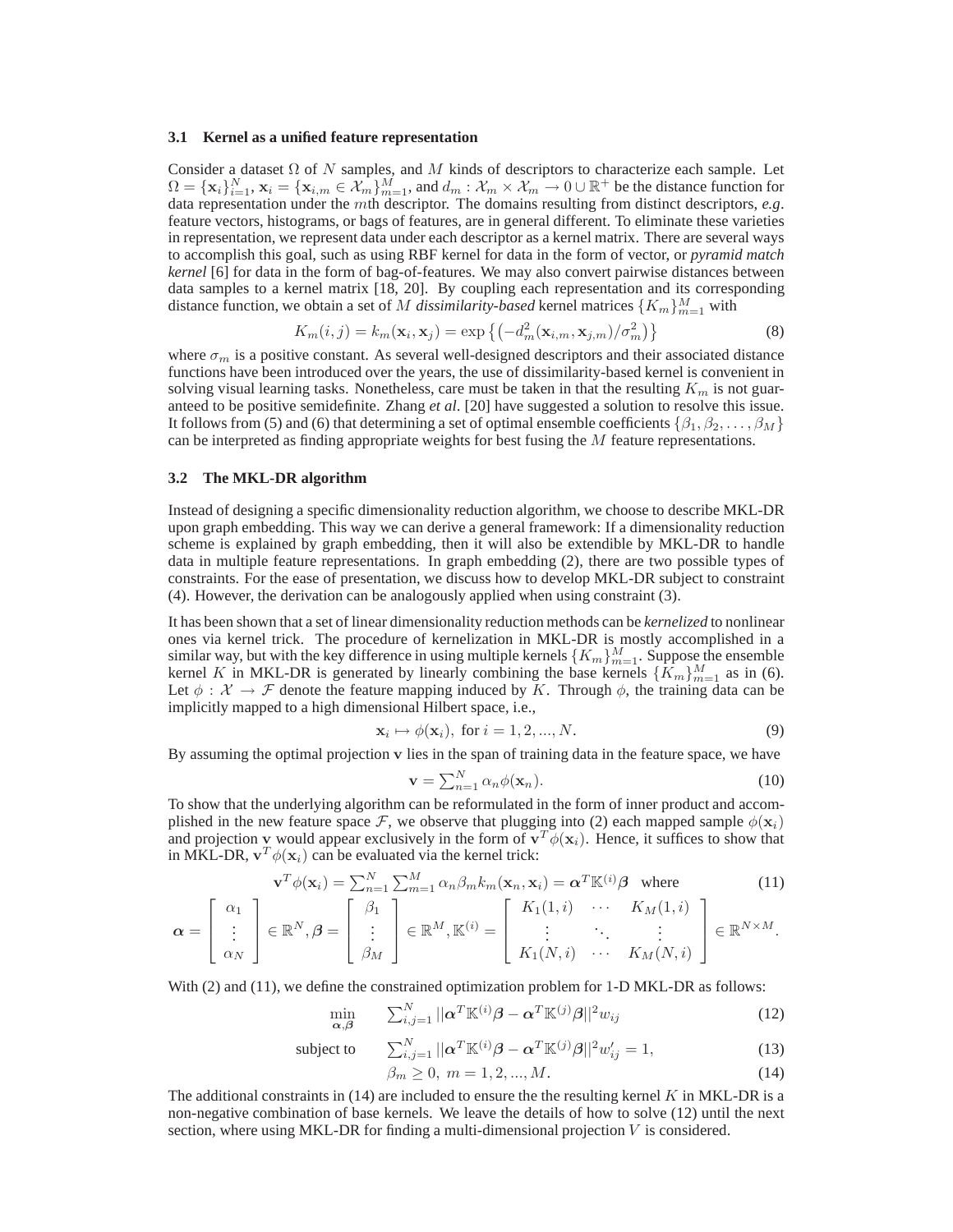### 3.1 Kernel as a unified feature representation

Consider a dataset $\Omega$ of $N$ samples, and $M$ kinds of descriptors to characterize each sample. Let $\Omega = \{\mathbf{x}_i\}_{i=1}^N$, $\mathbf{x}_i = \{\mathbf{x}_{i,m} \in \mathcal{X}_m\}_{m=1}^M$, and $d_m : \mathcal{X}_m \times \mathcal{X}_m \to 0 \cup \mathbb{R}^+$ be the distance function for data representation under the $m$th descriptor. The domains resulting from distinct descriptors, *e.g.* feature vectors, histograms, or bags of features, are in general different. To eliminate these varieties in representation, we represent data under each descriptor as a kernel matrix. There are several ways to accomplish this goal, such as using RBF kernel for data in the form of vector, or *pyramid match kernel* [6] for data in the form of bag-of-features. We may also convert pairwise distances between data samples to a kernel matrix [18, 20]. By coupling each representation and its corresponding distance function, we obtain a set of $M$ *dissimilarity-based* kernel matrices $\{K_m\}_{m=1}^M$ with

$$K_m(i,j) = k_m(\mathbf{x}_i, \mathbf{x}_j) = \exp\left\{\left(-d_m^2(\mathbf{x}_{i,m}, \mathbf{x}_{j,m})/\sigma_m^2\right)\right\} \tag{8}$$

where $\sigma_m$ is a positive constant. As several well-designed descriptors and their associated distance functions have been introduced over the years, the use of dissimilarity-based kernel is convenient in solving visual learning tasks. Nonetheless, care must be taken in that the resulting $K_m$ is not guaranteed to be positive semidefinite. Zhang *et al*. [20] have suggested a solution to resolve this issue. It follows from (5) and (6) that determining a set of optimal ensemble coefficients $\{\beta_1, \beta_2, \ldots, \beta_M\}$ can be interpreted as finding appropriate weights for best fusing the $M$ feature representations.

### 3.2 The MKL-DR algorithm

Instead of designing a specific dimensionality reduction algorithm, we choose to describe MKL-DR upon graph embedding. This way we can derive a general framework: If a dimensionality reduction scheme is explained by graph embedding, then it will also be extendible by MKL-DR to handle data in multiple feature representations. In graph embedding (2), there are two possible types of constraints. For the ease of presentation, we discuss how to develop MKL-DR subject to constraint (4). However, the derivation can be analogously applied when using constraint (3).

It has been shown that a set of linear dimensionality reduction methods can be *kernelized* to nonlinear ones via kernel trick. The procedure of kernelization in MKL-DR is mostly accomplished in a similar way, but with the key difference in using multiple kernels $\{K_m\}_{m=1}^M$. Suppose the ensemble kernel $K$ in MKL-DR is generated by linearly combining the base kernels $\{K_m\}_{m=1}^M$ as in (6). Let $\phi : \mathcal{X} \to \mathcal{F}$ denote the feature mapping induced by $K$. Through $\phi$, the training data can be implicitly mapped to a high dimensional Hilbert space, i.e.,

$$\mathbf{x}_i \mapsto \phi(\mathbf{x}_i), \text{ for } i = 1, 2, ..., N. \tag{9}$$

By assuming the optimal projection $\mathbf{v}$ lies in the span of training data in the feature space, we have

$$\mathbf{v} = \textstyle\sum_{n=1}^N \alpha_n \phi(\mathbf{x}_n). \tag{10}$$

To show that the underlying algorithm can be reformulated in the form of inner product and accomplished in the new feature space $\mathcal{F}$, we observe that plugging into (2) each mapped sample $\phi(\mathbf{x}_i)$ and projection $\mathbf{v}$ would appear exclusively in the form of $\mathbf{v}^T\phi(\mathbf{x}_i)$. Hence, it suffices to show that in MKL-DR, $\mathbf{v}^T\phi(\mathbf{x}_i)$ can be evaluated via the kernel trick:

$$\mathbf{v}^T\phi(\mathbf{x}_i) = \textstyle\sum_{n=1}^N \sum_{m=1}^M \alpha_n \beta_m k_m(\mathbf{x}_n, \mathbf{x}_i) = \boldsymbol{\alpha}^T \mathbb{K}^{(i)} \boldsymbol{\beta} \quad \text{where} \tag{11}$$

$$\boldsymbol{\alpha} = \begin{bmatrix} \alpha_1 \\ \vdots \\ \alpha_N \end{bmatrix} \in \mathbb{R}^N, \boldsymbol{\beta} = \begin{bmatrix} \beta_1 \\ \vdots \\ \beta_M \end{bmatrix} \in \mathbb{R}^M, \mathbb{K}^{(i)} = \begin{bmatrix} K_1(1,i) & \cdots & K_M(1,i) \\ \vdots & \ddots & \vdots \\ K_1(N,i) & \cdots & K_M(N,i) \end{bmatrix} \in \mathbb{R}^{N \times M}.$$

With (2) and (11), we define the constrained optimization problem for 1-D MKL-DR as follows:

$$\min_{\boldsymbol{\alpha},\boldsymbol{\beta}} \quad \textstyle\sum_{i,j=1}^N ||\boldsymbol{\alpha}^T \mathbb{K}^{(i)} \boldsymbol{\beta} - \boldsymbol{\alpha}^T \mathbb{K}^{(j)} \boldsymbol{\beta}||^2 w_{ij} \tag{12}$$

$$\text{subject to} \quad \textstyle\sum_{i,j=1}^N ||\boldsymbol{\alpha}^T \mathbb{K}^{(i)} \boldsymbol{\beta} - \boldsymbol{\alpha}^T \mathbb{K}^{(j)} \boldsymbol{\beta}||^2 w'_{ij} = 1, \tag{13}$$

$$\beta_m \geq 0, \; m = 1, 2, ..., M. \tag{14}$$

The additional constraints in (14) are included to ensure the the resulting kernel $K$ in MKL-DR is a non-negative combination of base kernels. We leave the details of how to solve (12) until the next section, where using MKL-DR for finding a multi-dimensional projection $V$ is considered.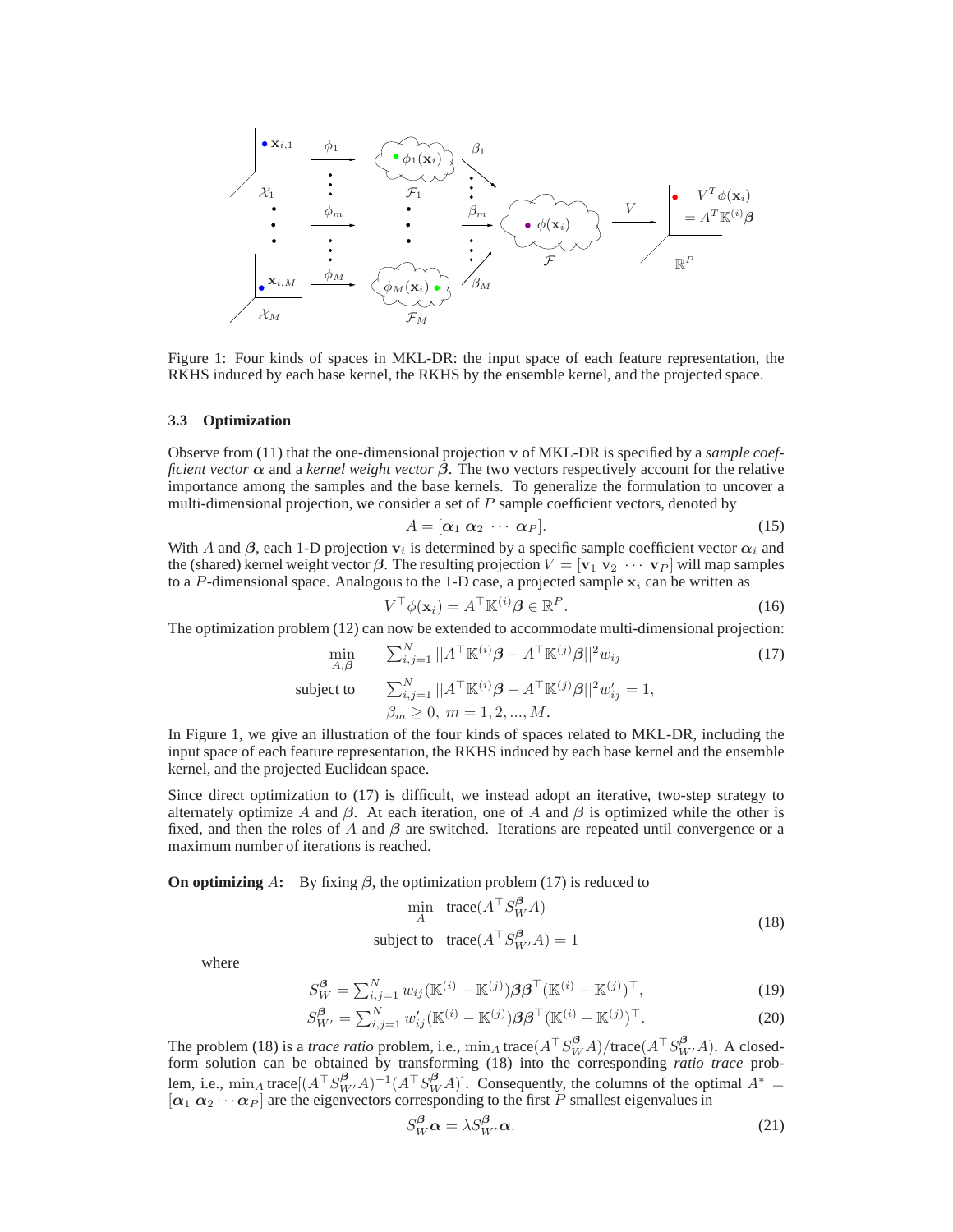Figure 1: Four kinds of spaces in MKL-DR: the input space of each feature representation, the RKHS induced by each base kernel, the RKHS by the ensemble kernel, and the projected space.

### 3.3 Optimization

Observe from (11) that the one-dimensional projection $\mathbf{v}$ of MKL-DR is specified by a *sample coefficient vector* $\boldsymbol{\alpha}$ and a *kernel weight vector* $\boldsymbol{\beta}$. The two vectors respectively account for the relative importance among the samples and the base kernels. To generalize the formulation to uncover a multi-dimensional projection, we consider a set of $P$ sample coefficient vectors, denoted by

$$A = [\boldsymbol{\alpha}_1 \; \boldsymbol{\alpha}_2 \; \cdots \; \boldsymbol{\alpha}_P]. \tag{15}$$

With $A$ and $\boldsymbol{\beta}$, each 1-D projection $\mathbf{v}_i$ is determined by a specific sample coefficient vector $\boldsymbol{\alpha}_i$ and the (shared) kernel weight vector $\boldsymbol{\beta}$. The resulting projection $V = [\mathbf{v}_1 \; \mathbf{v}_2 \; \cdots \; \mathbf{v}_P]$ will map samples to a $P$-dimensional space. Analogous to the 1-D case, a projected sample $\mathbf{x}_i$ can be written as

$$V^\top \phi(\mathbf{x}_i) = A^\top \mathbb{K}^{(i)} \boldsymbol{\beta} \in \mathbb{R}^P. \tag{16}$$

The optimization problem (12) can now be extended to accommodate multi-dimensional projection:

$$\begin{aligned} \min_{A,\boldsymbol{\beta}} \quad & \textstyle\sum_{i,j=1}^{N} \|A^\top \mathbb{K}^{(i)} \boldsymbol{\beta} - A^\top \mathbb{K}^{(j)} \boldsymbol{\beta}\|^2 w_{ij} \\ \text{subject to} \quad & \textstyle\sum_{i,j=1}^{N} \|A^\top \mathbb{K}^{(i)} \boldsymbol{\beta} - A^\top \mathbb{K}^{(j)} \boldsymbol{\beta}\|^2 w'_{ij} = 1, \\ & \beta_m \geq 0, \; m = 1, 2, ..., M. \end{aligned} \tag{17}$$

In Figure 1, we give an illustration of the four kinds of spaces related to MKL-DR, including the input space of each feature representation, the RKHS induced by each base kernel and the ensemble kernel, and the projected Euclidean space.

Since direct optimization to (17) is difficult, we instead adopt an iterative, two-step strategy to alternately optimize $A$ and $\boldsymbol{\beta}$. At each iteration, one of $A$ and $\boldsymbol{\beta}$ is optimized while the other is fixed, and then the roles of $A$ and $\boldsymbol{\beta}$ are switched. Iterations are repeated until convergence or a maximum number of iterations is reached.

**On optimizing** $A$**:** By fixing $\boldsymbol{\beta}$, the optimization problem (17) is reduced to

$$\begin{aligned} \min_{A} \quad & \text{trace}(A^\top S_W^{\boldsymbol{\beta}} A) \\ \text{subject to} \quad & \text{trace}(A^\top S_{W'}^{\boldsymbol{\beta}} A) = 1 \end{aligned} \tag{18}$$

where

$$S_W^{\boldsymbol{\beta}} = \textstyle\sum_{i,j=1}^{N} w_{ij} (\mathbb{K}^{(i)} - \mathbb{K}^{(j)}) \boldsymbol{\beta} \boldsymbol{\beta}^\top (\mathbb{K}^{(i)} - \mathbb{K}^{(j)})^\top, \tag{19}$$

$$S_{W'}^{\boldsymbol{\beta}} = \textstyle\sum_{i,j=1}^{N} w'_{ij} (\mathbb{K}^{(i)} - \mathbb{K}^{(j)}) \boldsymbol{\beta} \boldsymbol{\beta}^\top (\mathbb{K}^{(i)} - \mathbb{K}^{(j)})^\top. \tag{20}$$

The problem (18) is a *trace ratio* problem, i.e., $\min_A \text{trace}(A^\top S_W^{\boldsymbol{\beta}} A)/\text{trace}(A^\top S_{W'}^{\boldsymbol{\beta}} A)$. A closed-form solution can be obtained by transforming (18) into the corresponding *ratio trace* problem, i.e., $\min_A \text{trace}[(A^\top S_{W'}^{\boldsymbol{\beta}} A)^{-1}(A^\top S_W^{\boldsymbol{\beta}} A)]$. Consequently, the columns of the optimal $A^* = [\boldsymbol{\alpha}_1 \; \boldsymbol{\alpha}_2 \cdots \boldsymbol{\alpha}_P]$ are the eigenvectors corresponding to the first $P$ smallest eigenvalues in

$$S_W^{\boldsymbol{\beta}} \boldsymbol{\alpha} = \lambda S_{W'}^{\boldsymbol{\beta}} \boldsymbol{\alpha}. \tag{21}$$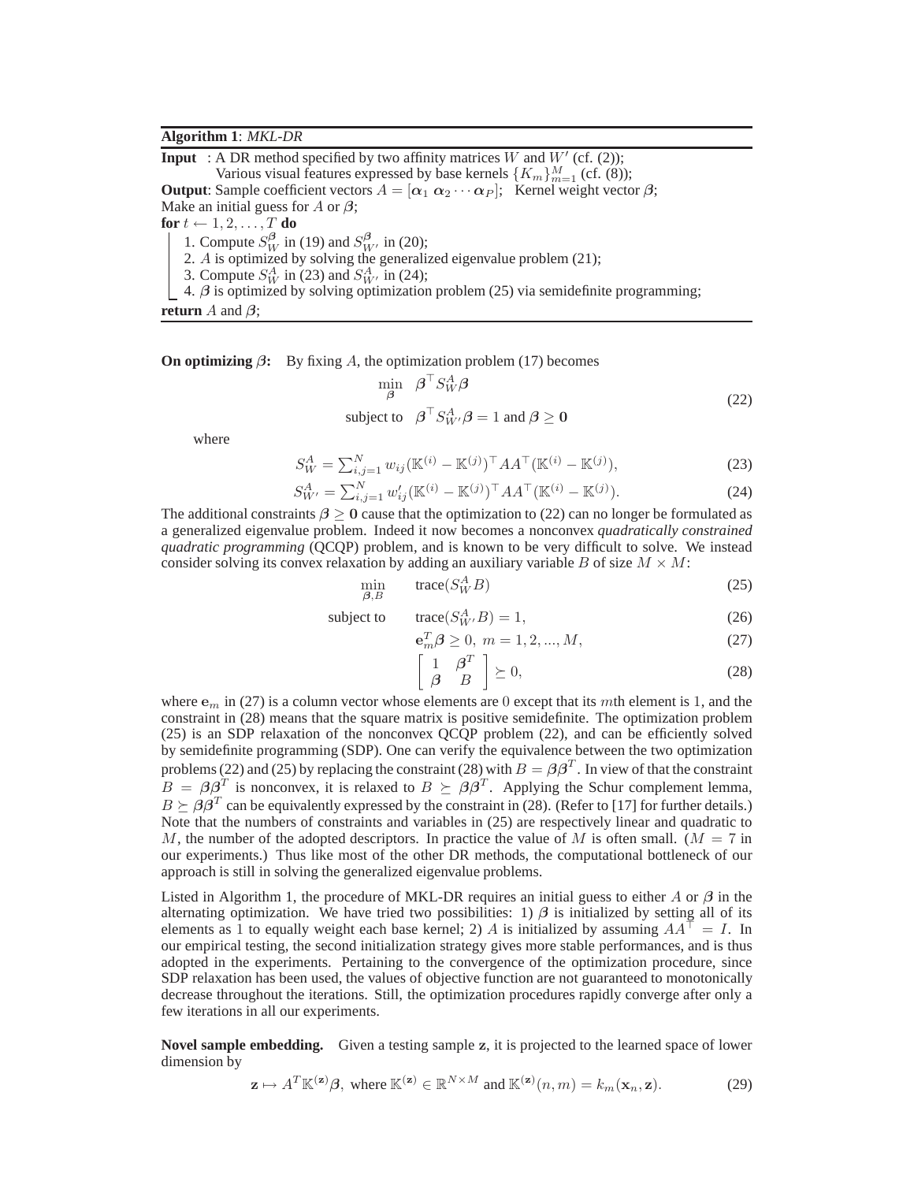**Algorithm 1**: *MKL-DR*

**Input** : A DR method specified by two affinity matrices $W$ and $W'$ (cf. (2));
Various visual features expressed by base kernels $\{K_m\}_{m=1}^M$ (cf. (8));
**Output**: Sample coefficient vectors $A = [\boldsymbol{\alpha}_1\ \boldsymbol{\alpha}_2 \cdots \boldsymbol{\alpha}_P]$; Kernel weight vector $\boldsymbol{\beta}$;
Make an initial guess for $A$ or $\boldsymbol{\beta}$;
**for** $t \leftarrow 1, 2, \ldots, T$ **do**
1. Compute $S_W^{\boldsymbol{\beta}}$ in (19) and $S_{W'}^{\boldsymbol{\beta}}$ in (20);
2. $A$ is optimized by solving the generalized eigenvalue problem (21);
3. Compute $S_W^A$ in (23) and $S_{W'}^A$ in (24);
4. $\boldsymbol{\beta}$ is optimized by solving optimization problem (25) via semidefinite programming;

**return** $A$ and $\boldsymbol{\beta}$;

**On optimizing $\boldsymbol{\beta}$:** By fixing $A$, the optimization problem (17) becomes

$$\begin{aligned} \min_{\boldsymbol{\beta}} \quad & \boldsymbol{\beta}^\top S_W^A \boldsymbol{\beta} \\ \text{subject to} \quad & \boldsymbol{\beta}^\top S_{W'}^A \boldsymbol{\beta} = 1 \text{ and } \boldsymbol{\beta} \geq \mathbf{0} \end{aligned} \tag{22}$$

where

$$S_W^A = \sum_{i,j=1}^N w_{ij} (\mathbb{K}^{(i)} - \mathbb{K}^{(j)})^\top A A^\top (\mathbb{K}^{(i)} - \mathbb{K}^{(j)}), \tag{23}$$

$$S_{W'}^A = \sum_{i,j=1}^N w'_{ij} (\mathbb{K}^{(i)} - \mathbb{K}^{(j)})^\top A A^\top (\mathbb{K}^{(i)} - \mathbb{K}^{(j)}). \tag{24}$$

The additional constraints $\boldsymbol{\beta} \geq \mathbf{0}$ cause that the optimization to (22) can no longer be formulated as a generalized eigenvalue problem. Indeed it now becomes a nonconvex *quadratically constrained quadratic programming* (QCQP) problem, and is known to be very difficult to solve. We instead consider solving its convex relaxation by adding an auxiliary variable $B$ of size $M \times M$:

$$\min_{\boldsymbol{\beta}, B} \quad \text{trace}(S_W^A B) \tag{25}$$

$$\text{subject to} \quad \text{trace}(S_{W'}^A B) = 1, \tag{26}$$

$$\mathbf{e}_m^T \boldsymbol{\beta} \geq 0,\ m = 1, 2, ..., M, \tag{27}$$

$$\begin{bmatrix} 1 & \boldsymbol{\beta}^T \\ \boldsymbol{\beta} & B \end{bmatrix} \succeq 0, \tag{28}$$

where $\mathbf{e}_m$ in (27) is a column vector whose elements are $0$ except that its $m$th element is $1$, and the constraint in (28) means that the square matrix is positive semidefinite. The optimization problem (25) is an SDP relaxation of the nonconvex QCQP problem (22), and can be efficiently solved by semidefinite programming (SDP). One can verify the equivalence between the two optimization problems (22) and (25) by replacing the constraint (28) with $B = \boldsymbol{\beta}\boldsymbol{\beta}^T$. In view of that the constraint $B = \boldsymbol{\beta}\boldsymbol{\beta}^T$ is nonconvex, it is relaxed to $B \succeq \boldsymbol{\beta}\boldsymbol{\beta}^T$. Applying the Schur complement lemma, $B \succeq \boldsymbol{\beta}\boldsymbol{\beta}^T$ can be equivalently expressed by the constraint in (28). (Refer to [17] for further details.) Note that the numbers of constraints and variables in (25) are respectively linear and quadratic to $M$, the number of the adopted descriptors. In practice the value of $M$ is often small. ($M = 7$ in our experiments.) Thus like most of the other DR methods, the computational bottleneck of our approach is still in solving the generalized eigenvalue problems.

Listed in Algorithm 1, the procedure of MKL-DR requires an initial guess to either $A$ or $\boldsymbol{\beta}$ in the alternating optimization. We have tried two possibilities: 1) $\boldsymbol{\beta}$ is initialized by setting all of its elements as 1 to equally weight each base kernel; 2) $A$ is initialized by assuming $AA^\top = I$. In our empirical testing, the second initialization strategy gives more stable performances, and is thus adopted in the experiments. Pertaining to the convergence of the optimization procedure, since SDP relaxation has been used, the values of objective function are not guaranteed to monotonically decrease throughout the iterations. Still, the optimization procedures rapidly converge after only a few iterations in all our experiments.

**Novel sample embedding.** Given a testing sample $\mathbf{z}$, it is projected to the learned space of lower dimension by

$$\mathbf{z} \mapsto A^T \mathbb{K}^{(\mathbf{z})} \boldsymbol{\beta},\ \text{where } \mathbb{K}^{(\mathbf{z})} \in \mathbb{R}^{N \times M} \text{ and } \mathbb{K}^{(\mathbf{z})}(n, m) = k_m(\mathbf{x}_n, \mathbf{z}). \tag{29}$$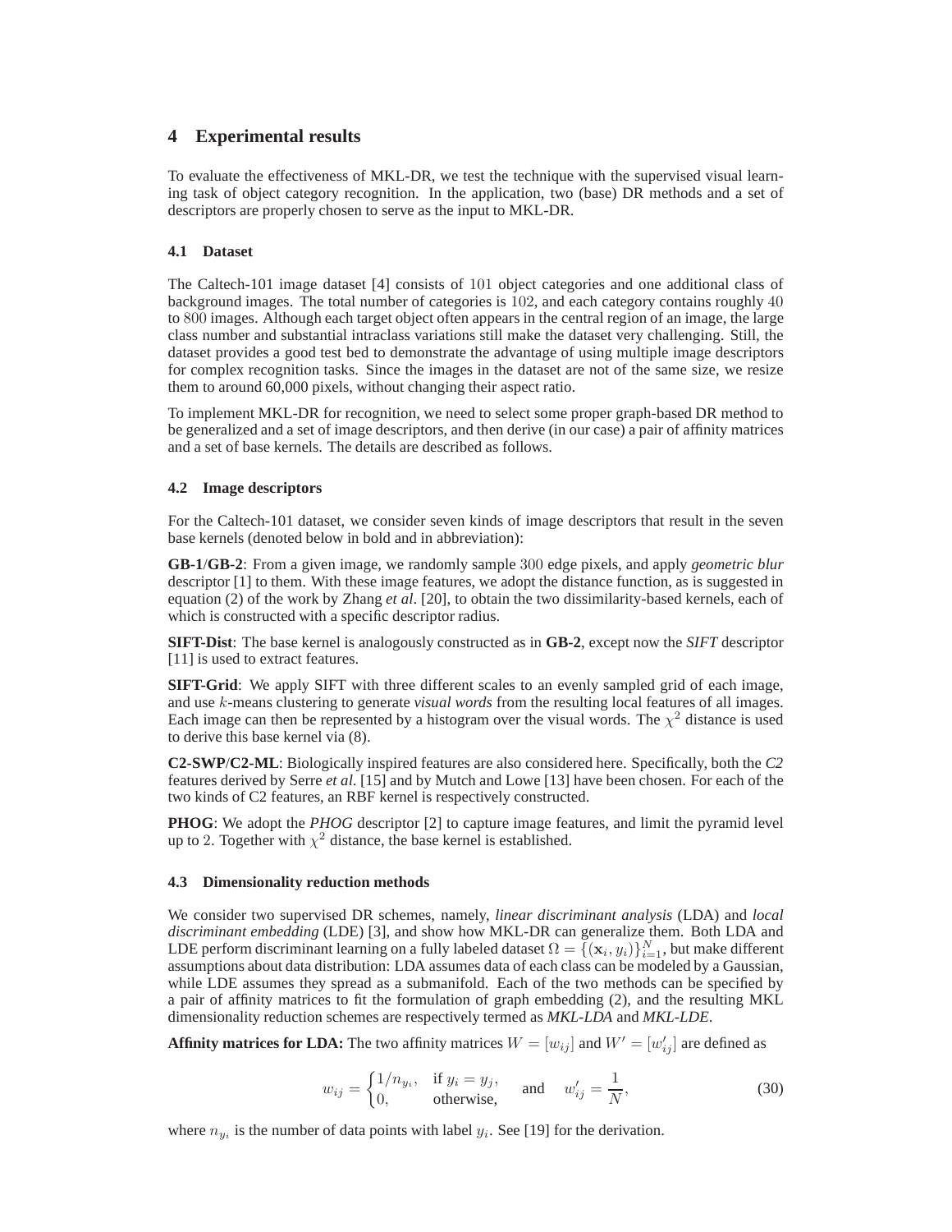## 4 Experimental results

To evaluate the effectiveness of MKL-DR, we test the technique with the supervised visual learning task of object category recognition. In the application, two (base) DR methods and a set of descriptors are properly chosen to serve as the input to MKL-DR.

### 4.1 Dataset

The Caltech-101 image dataset [4] consists of $101$ object categories and one additional class of background images. The total number of categories is $102$, and each category contains roughly $40$ to $800$ images. Although each target object often appears in the central region of an image, the large class number and substantial intraclass variations still make the dataset very challenging. Still, the dataset provides a good test bed to demonstrate the advantage of using multiple image descriptors for complex recognition tasks. Since the images in the dataset are not of the same size, we resize them to around 60,000 pixels, without changing their aspect ratio.

To implement MKL-DR for recognition, we need to select some proper graph-based DR method to be generalized and a set of image descriptors, and then derive (in our case) a pair of affinity matrices and a set of base kernels. The details are described as follows.

### 4.2 Image descriptors

For the Caltech-101 dataset, we consider seven kinds of image descriptors that result in the seven base kernels (denoted below in bold and in abbreviation):

**GB-1**/**GB-2**: From a given image, we randomly sample $300$ edge pixels, and apply *geometric blur* descriptor [1] to them. With these image features, we adopt the distance function, as is suggested in equation (2) of the work by Zhang *et al*. [20], to obtain the two dissimilarity-based kernels, each of which is constructed with a specific descriptor radius.

**SIFT-Dist**: The base kernel is analogously constructed as in **GB-2**, except now the *SIFT* descriptor [11] is used to extract features.

**SIFT-Grid**: We apply SIFT with three different scales to an evenly sampled grid of each image, and use $k$-means clustering to generate *visual words* from the resulting local features of all images. Each image can then be represented by a histogram over the visual words. The $\chi^2$ distance is used to derive this base kernel via (8).

**C2-SWP**/**C2-ML**: Biologically inspired features are also considered here. Specifically, both the *C2* features derived by Serre *et al*. [15] and by Mutch and Lowe [13] have been chosen. For each of the two kinds of C2 features, an RBF kernel is respectively constructed.

**PHOG**: We adopt the *PHOG* descriptor [2] to capture image features, and limit the pyramid level up to $2$. Together with $\chi^2$ distance, the base kernel is established.

### 4.3 Dimensionality reduction methods

We consider two supervised DR schemes, namely, *linear discriminant analysis* (LDA) and *local discriminant embedding* (LDE) [3], and show how MKL-DR can generalize them. Both LDA and LDE perform discriminant learning on a fully labeled dataset $\Omega = \{(\mathbf{x}_i, y_i)\}_{i=1}^N$, but make different assumptions about data distribution: LDA assumes data of each class can be modeled by a Gaussian, while LDE assumes they spread as a submanifold. Each of the two methods can be specified by a pair of affinity matrices to fit the formulation of graph embedding (2), and the resulting MKL dimensionality reduction schemes are respectively termed as *MKL-LDA* and *MKL-LDE*.

**Affinity matrices for LDA:** The two affinity matrices $W = [w_{ij}]$ and $W' = [w'_{ij}]$ are defined as

$$w_{ij} = \begin{cases} 1/n_{y_i}, & \text{if } y_i = y_j, \\ 0, & \text{otherwise,} \end{cases} \quad \text{and} \quad w'_{ij} = \frac{1}{N}, \tag{30}$$

where $n_{y_i}$ is the number of data points with label $y_i$. See [19] for the derivation.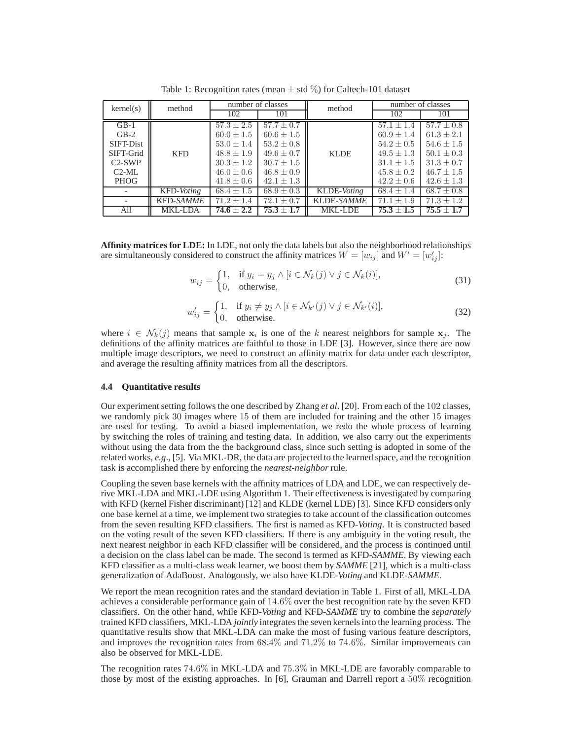Table 1: Recognition rates (mean $\pm$ std %) for Caltech-101 dataset

| kernel(s) | method | number of classes | | method | number of classes | |
|---|---|---|---|---|---|---|
| | | 102 | 101 | | 102 | 101 |
| GB-1 | KFD | $57.3 \pm 2.5$ | $57.7 \pm 0.7$ | KLDE | $57.1 \pm 1.4$ | $57.7 \pm 0.8$ |
| GB-2 | | $60.0 \pm 1.5$ | $60.6 \pm 1.5$ | | $60.9 \pm 1.4$ | $61.3 \pm 2.1$ |
| SIFT-Dist | | $53.0 \pm 1.4$ | $53.2 \pm 0.8$ | | $54.2 \pm 0.5$ | $54.6 \pm 1.5$ |
| SIFT-Grid | | $48.8 \pm 1.9$ | $49.6 \pm 0.7$ | | $49.5 \pm 1.3$ | $50.1 \pm 0.3$ |
| C2-SWP | | $30.3 \pm 1.2$ | $30.7 \pm 1.5$ | | $31.1 \pm 1.5$ | $31.3 \pm 0.7$ |
| C2-ML | | $46.0 \pm 0.6$ | $46.8 \pm 0.9$ | | $45.8 \pm 0.2$ | $46.7 \pm 1.5$ |
| PHOG | | $41.8 \pm 0.6$ | $42.1 \pm 1.3$ | | $42.2 \pm 0.6$ | $42.6 \pm 1.3$ |
| - | KFD-*Voting* | $68.4 \pm 1.5$ | $68.9 \pm 0.3$ | KLDE-*Voting* | $68.4 \pm 1.4$ | $68.7 \pm 0.8$ |
| - | KFD-*SAMME* | $71.2 \pm 1.4$ | $72.1 \pm 0.7$ | KLDE-*SAMME* | $71.1 \pm 1.9$ | $71.3 \pm 1.2$ |
| All | MKL-LDA | **$74.6 \pm 2.2$** | **$75.3 \pm 1.7$** | MKL-LDE | **$75.3 \pm 1.5$** | **$75.5 \pm 1.7$** |

**Affinity matrices for LDE:** In LDE, not only the data labels but also the neighborhood relationships are simultaneously considered to construct the affinity matrices $W = [w_{ij}]$ and $W' = [w'_{ij}]$:

$$w_{ij} = \begin{cases} 1, & \text{if } y_i = y_j \wedge [i \in \mathcal{N}_k(j) \vee j \in \mathcal{N}_k(i)], \\ 0, & \text{otherwise}, \end{cases} \tag{31}$$

$$w'_{ij} = \begin{cases} 1, & \text{if } y_i \neq y_j \wedge [i \in \mathcal{N}_{k'}(j) \vee j \in \mathcal{N}_{k'}(i)], \\ 0, & \text{otherwise}. \end{cases} \tag{32}$$

where $i \in \mathcal{N}_k(j)$ means that sample $\mathbf{x}_i$ is one of the $k$ nearest neighbors for sample $\mathbf{x}_j$. The definitions of the affinity matrices are faithful to those in LDE [3]. However, since there are now multiple image descriptors, we need to construct an affinity matrix for data under each descriptor, and average the resulting affinity matrices from all the descriptors.

### 4.4 Quantitative results

Our experiment setting follows the one described by Zhang *et al*. [20]. From each of the 102 classes, we randomly pick 30 images where 15 of them are included for training and the other 15 images are used for testing. To avoid a biased implementation, we redo the whole process of learning by switching the roles of training and testing data. In addition, we also carry out the experiments without using the data from the the background class, since such setting is adopted in some of the related works, *e.g*., [5]. Via MKL-DR, the data are projected to the learned space, and the recognition task is accomplished there by enforcing the *nearest-neighbor* rule.

Coupling the seven base kernels with the affinity matrices of LDA and LDE, we can respectively derive MKL-LDA and MKL-LDE using Algorithm 1. Their effectiveness is investigated by comparing with KFD (kernel Fisher discriminant) [12] and KLDE (kernel LDE) [3]. Since KFD considers only one base kernel at a time, we implement two strategies to take account of the classification outcomes from the seven resulting KFD classifiers. The first is named as KFD-*Voting*. It is constructed based on the voting result of the seven KFD classifiers. If there is any ambiguity in the voting result, the next nearest neighbor in each KFD classifier will be considered, and the process is continued until a decision on the class label can be made. The second is termed as KFD-*SAMME*. By viewing each KFD classifier as a multi-class weak learner, we boost them by *SAMME* [21], which is a multi-class generalization of AdaBoost. Analogously, we also have KLDE-*Voting* and KLDE-*SAMME*.

We report the mean recognition rates and the standard deviation in Table 1. First of all, MKL-LDA achieves a considerable performance gain of 14.6% over the best recognition rate by the seven KFD classifiers. On the other hand, while KFD-*Voting* and KFD-*SAMME* try to combine the *separately* trained KFD classifiers, MKL-LDA *jointly* integrates the seven kernels into the learning process. The quantitative results show that MKL-LDA can make the most of fusing various feature descriptors, and improves the recognition rates from 68.4% and 71.2% to 74.6%. Similar improvements can also be observed for MKL-LDE.

The recognition rates 74.6% in MKL-LDA and 75.3% in MKL-LDE are favorably comparable to those by most of the existing approaches. In [6], Grauman and Darrell report a 50% recognition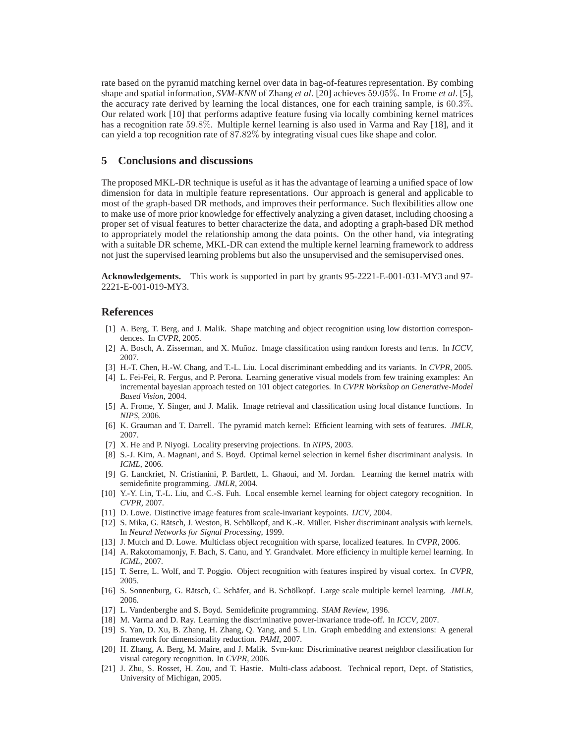rate based on the pyramid matching kernel over data in bag-of-features representation. By combing shape and spatial information, *SVM-KNN* of Zhang *et al*. [20] achieves $59.05\%$. In Frome *et al*. [5], the accuracy rate derived by learning the local distances, one for each training sample, is $60.3\%$. Our related work [10] that performs adaptive feature fusing via locally combining kernel matrices has a recognition rate $59.8\%$. Multiple kernel learning is also used in Varma and Ray [18], and it can yield a top recognition rate of $87.82\%$ by integrating visual cues like shape and color.

## 5 Conclusions and discussions

The proposed MKL-DR technique is useful as it has the advantage of learning a unified space of low dimension for data in multiple feature representations. Our approach is general and applicable to most of the graph-based DR methods, and improves their performance. Such flexibilities allow one to make use of more prior knowledge for effectively analyzing a given dataset, including choosing a proper set of visual features to better characterize the data, and adopting a graph-based DR method to appropriately model the relationship among the data points. On the other hand, via integrating with a suitable DR scheme, MKL-DR can extend the multiple kernel learning framework to address not just the supervised learning problems but also the unsupervised and the semisupervised ones.

**Acknowledgements.** This work is supported in part by grants 95-2221-E-001-031-MY3 and 97-2221-E-001-019-MY3.

## References

[1] A. Berg, T. Berg, and J. Malik. Shape matching and object recognition using low distortion correspondences. In *CVPR*, 2005.

[2] A. Bosch, A. Zisserman, and X. Muñoz. Image classification using random forests and ferns. In *ICCV*, 2007.

[3] H.-T. Chen, H.-W. Chang, and T.-L. Liu. Local discriminant embedding and its variants. In *CVPR*, 2005.

[4] L. Fei-Fei, R. Fergus, and P. Perona. Learning generative visual models from few training examples: An incremental bayesian approach tested on 101 object categories. In *CVPR Workshop on Generative-Model Based Vision*, 2004.

[5] A. Frome, Y. Singer, and J. Malik. Image retrieval and classification using local distance functions. In *NIPS*, 2006.

[6] K. Grauman and T. Darrell. The pyramid match kernel: Efficient learning with sets of features. *JMLR*, 2007.

[7] X. He and P. Niyogi. Locality preserving projections. In *NIPS*, 2003.

[8] S.-J. Kim, A. Magnani, and S. Boyd. Optimal kernel selection in kernel fisher discriminant analysis. In *ICML*, 2006.

[9] G. Lanckriet, N. Cristianini, P. Bartlett, L. Ghaoui, and M. Jordan. Learning the kernel matrix with semidefinite programming. *JMLR*, 2004.

[10] Y.-Y. Lin, T.-L. Liu, and C.-S. Fuh. Local ensemble kernel learning for object category recognition. In *CVPR*, 2007.

[11] D. Lowe. Distinctive image features from scale-invariant keypoints. *IJCV*, 2004.

[12] S. Mika, G. Rätsch, J. Weston, B. Schölkopf, and K.-R. Müller. Fisher discriminant analysis with kernels. In *Neural Networks for Signal Processing*, 1999.

[13] J. Mutch and D. Lowe. Multiclass object recognition with sparse, localized features. In *CVPR*, 2006.

[14] A. Rakotomamonjy, F. Bach, S. Canu, and Y. Grandvalet. More efficiency in multiple kernel learning. In *ICML*, 2007.

[15] T. Serre, L. Wolf, and T. Poggio. Object recognition with features inspired by visual cortex. In *CVPR*, 2005.

[16] S. Sonnenburg, G. Rätsch, C. Schäfer, and B. Schölkopf. Large scale multiple kernel learning. *JMLR*, 2006.

[17] L. Vandenberghe and S. Boyd. Semidefinite programming. *SIAM Review*, 1996.

[18] M. Varma and D. Ray. Learning the discriminative power-invariance trade-off. In *ICCV*, 2007.

[19] S. Yan, D. Xu, B. Zhang, H. Zhang, Q. Yang, and S. Lin. Graph embedding and extensions: A general framework for dimensionality reduction. *PAMI*, 2007.

[20] H. Zhang, A. Berg, M. Maire, and J. Malik. Svm-knn: Discriminative nearest neighbor classification for visual category recognition. In *CVPR*, 2006.

[21] J. Zhu, S. Rosset, H. Zou, and T. Hastie. Multi-class adaboost. Technical report, Dept. of Statistics, University of Michigan, 2005.